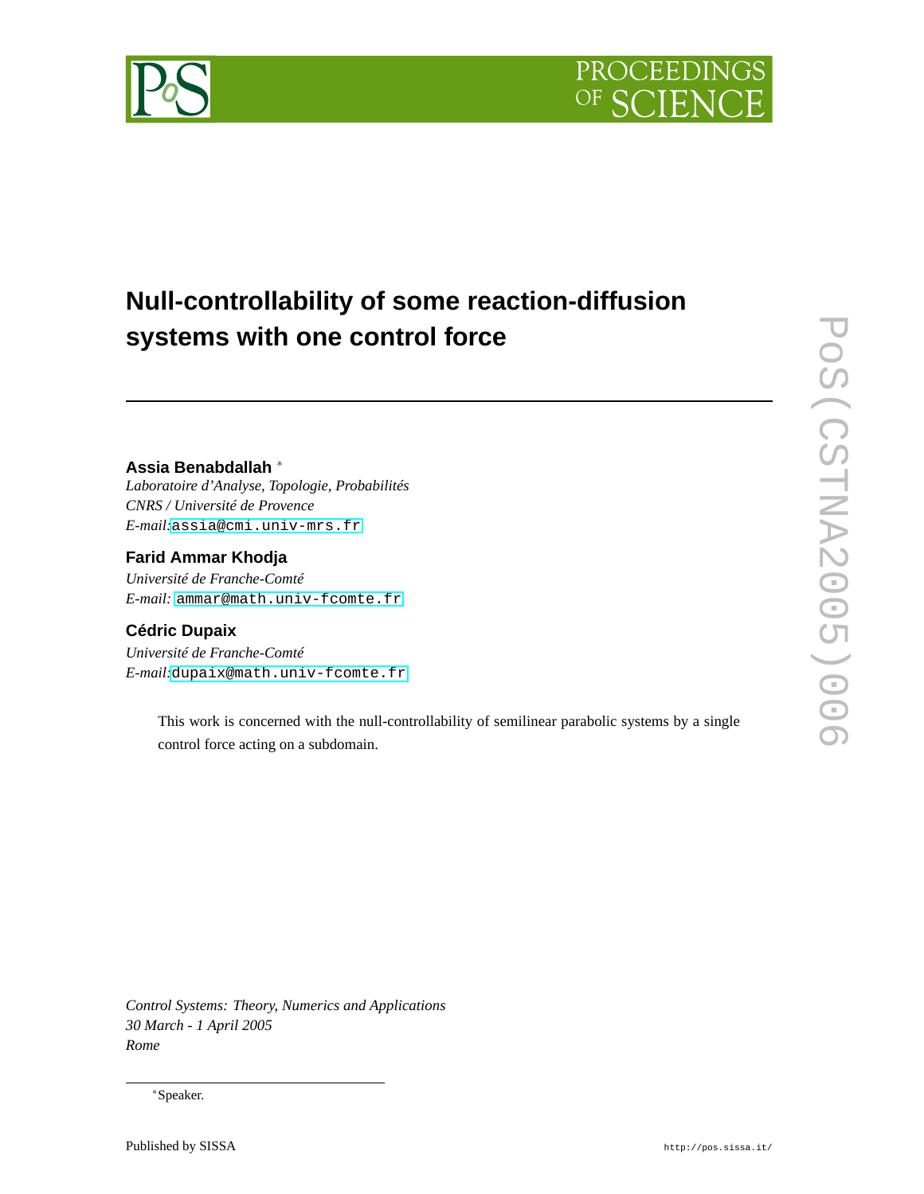# Null-controllability of some reaction-diffusion systems with one control force

**Assia Benabdallah** [*]

*Laboratoire d'Analyse, Topologie, Probabilités*
*CNRS / Université de Provence*
*E-mail:* assia@cmi.univ-mrs.fr

**Farid Ammar Khodja**

*Université de Franche-Comté*
*E-mail:* ammar@math.univ-fcomte.fr

**Cédric Dupaix**

*Université de Franche-Comté*
*E-mail:* dupaix@math.univ-fcomte.fr

This work is concerned with the null-controllability of semilinear parabolic systems by a single control force acting on a subdomain.

*Control Systems: Theory, Numerics and Applications*
*30 March - 1 April 2005*
*Rome*

[*] Speaker.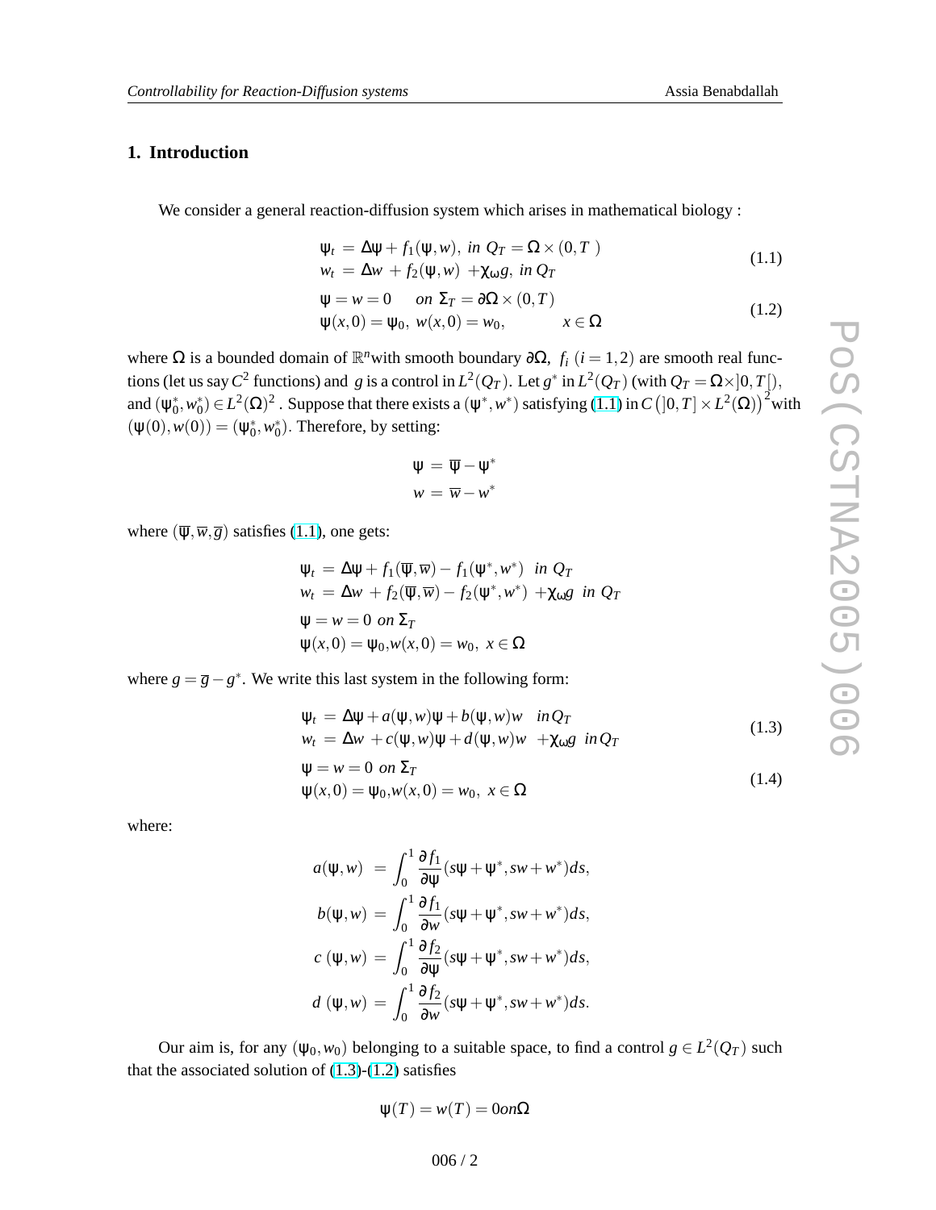## 1. Introduction

We consider a general reaction-diffusion system which arises in mathematical biology :

$$
\begin{aligned}
\psi_t &= \Delta\psi + f_1(\psi, w), \text{ in } Q_T = \Omega \times (0, T\ ) \\
w_t &= \Delta w\ + f_2(\psi, w)\ + \chi_\omega g, \text{ in } Q_T
\end{aligned}
\tag{1.1}
$$

$$
\begin{aligned}
&\psi = w = 0 \quad \text{ on } \Sigma_T = \partial\Omega \times (0, T) \\
&\psi(x, 0) = \psi_0,\ w(x, 0) = w_0, \qquad x \in \Omega
\end{aligned}
\tag{1.2}
$$

where $\Omega$ is a bounded domain of $\mathbb{R}^n$with smooth boundary $\partial\Omega$, $f_i$ $(i = 1, 2)$ are smooth real functions (let us say $C^2$ functions) and $g$ is a control in $L^2(Q_T)$. Let $g^*$ in $L^2(Q_T)$ (with $Q_T = \Omega\times ]0, T[$), and $(\psi_0^*, w_0^*) \in L^2(\Omega)^2$ . Suppose that there exists a $(\psi^*, w^*)$ satisfying (1.1) in $C\left(]0, T] \times L^2(\Omega)\right)^2$with $(\psi(0), w(0)) = (\psi_0^*, w_0^*)$. Therefore, by setting:

$$
\begin{aligned}
\psi &= \overline{\psi} - \psi^* \\
w &= \overline{w} - w^*
\end{aligned}
$$

where $(\overline{\psi}, \overline{w}, \overline{g})$ satisfies (1.1), one gets:

$$
\begin{aligned}
\psi_t &= \Delta\psi + f_1(\overline{\psi}, \overline{w}) - f_1(\psi^*, w^*) \ \text{ in } Q_T \\
w_t &= \Delta w\ + f_2(\overline{\psi}, \overline{w}) - f_2(\psi^*, w^*)\ + \chi_\omega g \ \text{ in } Q_T \\
&\psi = w = 0 \ \text{ on } \Sigma_T \\
&\psi(x, 0) = \psi_0, w(x, 0) = w_0,\ x \in \Omega
\end{aligned}
$$

where $g = \overline{g} - g^*$. We write this last system in the following form:

$$
\begin{aligned}
\psi_t &= \Delta\psi + a(\psi, w)\psi + b(\psi, w)w \quad \text{in } Q_T \\
w_t &= \Delta w\ + c(\psi, w)\psi + d(\psi, w)w\ \ + \chi_\omega g\ \ \text{in } Q_T
\end{aligned}
\tag{1.3}
$$

$$
\begin{aligned}
&\psi = w = 0 \ \text{ on } \Sigma_T \\
&\psi(x, 0) = \psi_0, w(x, 0) = w_0,\ x \in \Omega
\end{aligned}
\tag{1.4}
$$

where:

$$
\begin{aligned}
a(\psi, w) &= \int_0^1 \frac{\partial f_1}{\partial \psi}(s\psi + \psi^*, sw + w^*)ds, \\
b(\psi, w) &= \int_0^1 \frac{\partial f_1}{\partial w}(s\psi + \psi^*, sw + w^*)ds, \\
c\ (\psi, w) &= \int_0^1 \frac{\partial f_2}{\partial \psi}(s\psi + \psi^*, sw + w^*)ds, \\
d\ (\psi, w) &= \int_0^1 \frac{\partial f_2}{\partial w}(s\psi + \psi^*, sw + w^*)ds.
\end{aligned}
$$

Our aim is, for any $(\psi_0, w_0)$ belonging to a suitable space, to find a control $g \in L^2(Q_T)$ such that the associated solution of (1.3)-(1.2) satisfies

$$
\psi(T) = w(T) = 0 \text{on} \Omega
$$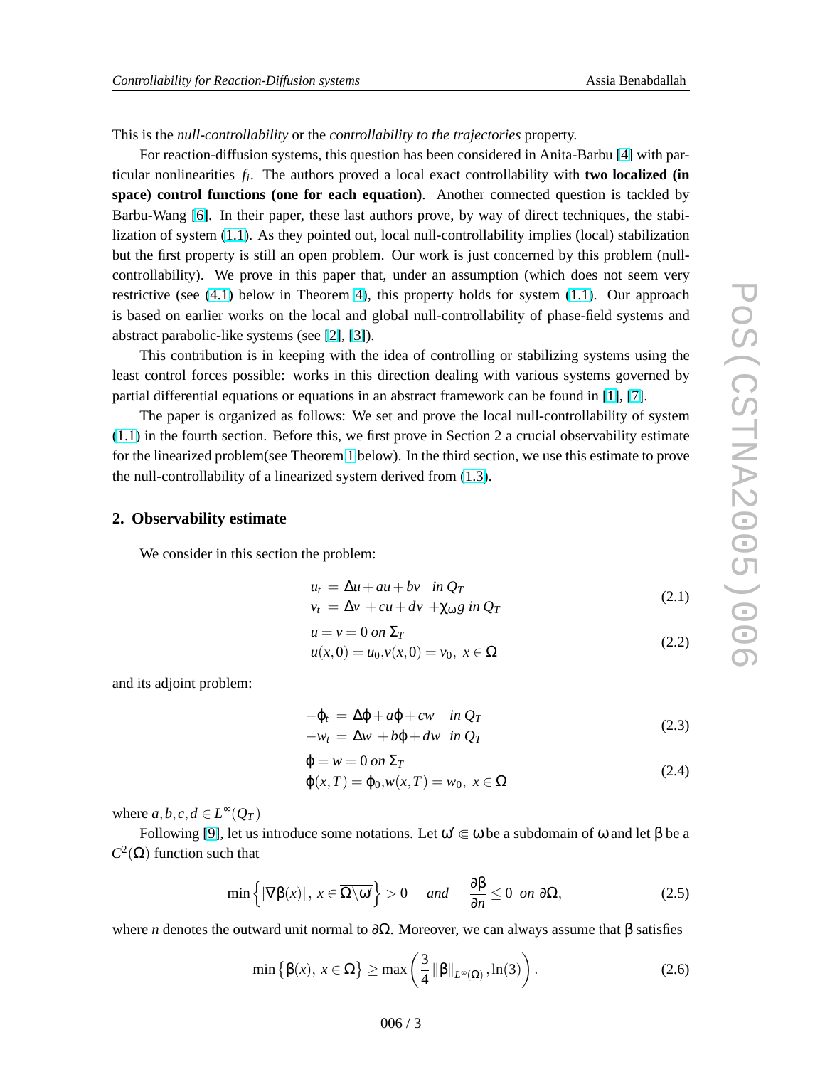This is the *null-controllability* or the *controllability to the trajectories* property.

For reaction-diffusion systems, this question has been considered in Anita-Barbu [4] with particular nonlinearities $f_i$. The authors proved a local exact controllability with **two localized (in space) control functions (one for each equation)**. Another connected question is tackled by Barbu-Wang [6]. In their paper, these last authors prove, by way of direct techniques, the stabilization of system (1.1). As they pointed out, local null-controllability implies (local) stabilization but the first property is still an open problem. Our work is just concerned by this problem (null-controllability). We prove in this paper that, under an assumption (which does not seem very restrictive (see (4.1) below in Theorem 4), this property holds for system (1.1). Our approach is based on earlier works on the local and global null-controllability of phase-field systems and abstract parabolic-like systems (see [2], [3]).

This contribution is in keeping with the idea of controlling or stabilizing systems using the least control forces possible: works in this direction dealing with various systems governed by partial differential equations or equations in an abstract framework can be found in [1], [7].

The paper is organized as follows: We set and prove the local null-controllability of system (1.1) in the fourth section. Before this, we first prove in Section 2 a crucial observability estimate for the linearized problem(see Theorem 1 below). In the third section, we use this estimate to prove the null-controllability of a linearized system derived from (1.3).

## 2. Observability estimate

We consider in this section the problem:

$$\begin{aligned} u_t &= \Delta u + au + bv \quad in\ Q_T \\ v_t &= \Delta v + cu + dv + \chi_\omega g \ in\ Q_T \end{aligned} \tag{2.1}$$

$$\begin{aligned} &u = v = 0 \ on\ \Sigma_T \\ &u(x,0) = u_0, v(x,0) = v_0,\ x \in \Omega \end{aligned} \tag{2.2}$$

and its adjoint problem:

$$\begin{aligned} -\varphi_t &= \Delta\varphi + a\varphi + cw \quad in\ Q_T \\ -w_t &= \Delta w + b\varphi + dw \ \ in\ Q_T \end{aligned} \tag{2.3}$$

$$\begin{aligned} &\varphi = w = 0 \ on\ \Sigma_T \\ &\varphi(x,T) = \varphi_0, w(x,T) = w_0,\ x \in \Omega \end{aligned} \tag{2.4}$$

where $a,b,c,d \in L^\infty(Q_T)$

Following [9], let us introduce some notations. Let $\omega' \Subset \omega$ be a subdomain of $\omega$ and let $\beta$ be a $C^2(\overline{\Omega})$ function such that

$$\min\left\{|\nabla\beta(x)|,\ x \in \overline{\Omega\backslash\omega'}\right\} > 0 \quad and \quad \frac{\partial\beta}{\partial n} \leq 0 \ \ on\ \partial\Omega, \tag{2.5}$$

where $n$ denotes the outward unit normal to $\partial\Omega$. Moreover, we can always assume that $\beta$ satisfies

$$\min\left\{\beta(x),\ x \in \overline{\Omega}\right\} \geq \max\left(\frac{3}{4}\|\beta\|_{L^\infty(\Omega)}, \ln(3)\right). \tag{2.6}$$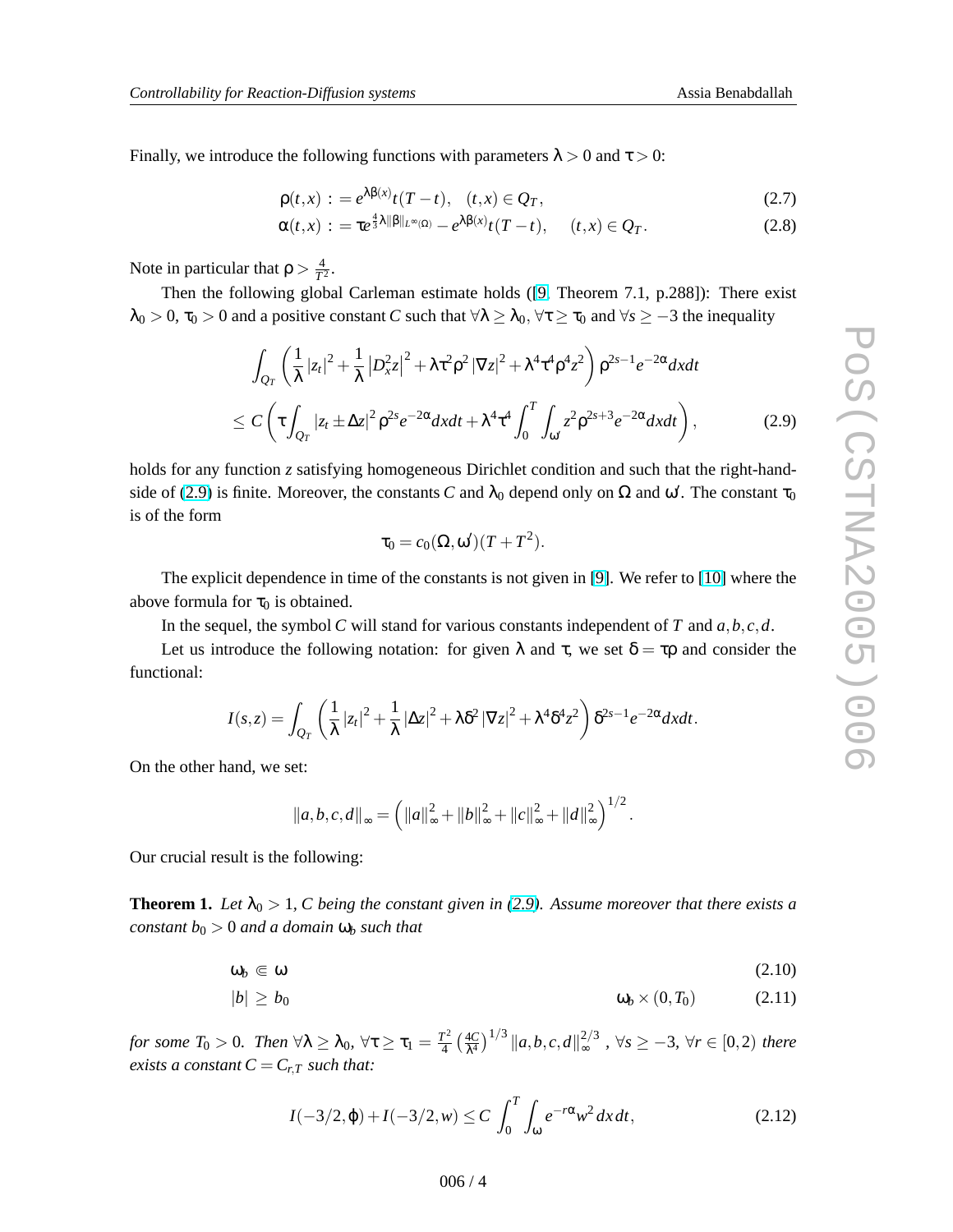Finally, we introduce the following functions with parameters $\lambda > 0$ and $\tau > 0$:

$$\rho(t,x) := e^{\lambda\beta(x)}t(T-t), \quad (t,x) \in Q_T, \tag{2.7}$$

$$\alpha(t,x) := \tau e^{\frac{4}{3}\lambda\|\beta\|_{L^\infty(\Omega)}} - e^{\lambda\beta(x)}t(T-t), \quad (t,x) \in Q_T. \tag{2.8}$$

Note in particular that $\rho > \frac{4}{T^2}$.

Then the following global Carleman estimate holds ([9, Theorem 7.1, p.288]): There exist $\lambda_0 > 0$, $\tau_0 > 0$ and a positive constant $C$ such that $\forall \lambda \geq \lambda_0$, $\forall \tau \geq \tau_0$ and $\forall s \geq -3$ the inequality

$$\int_{Q_T} \left( \frac{1}{\lambda} |z_t|^2 + \frac{1}{\lambda} \left| D_x^2 z \right|^2 + \lambda \tau^2 \rho^2 |\nabla z|^2 + \lambda^4 \tau^4 \rho^4 z^2 \right) \rho^{2s-1} e^{-2\alpha} dxdt$$

$$\leq C \left( \tau \int_{Q_T} |z_t \pm \Delta z|^2 \rho^{2s} e^{-2\alpha} dxdt + \lambda^4 \tau^4 \int_0^T \int_{\omega} z^2 \rho^{2s+3} e^{-2\alpha} dxdt \right), \tag{2.9}$$

holds for any function $z$ satisfying homogeneous Dirichlet condition and such that the right-hand-side of (2.9) is finite. Moreover, the constants $C$ and $\lambda_0$ depend only on $\Omega$ and $\omega'$. The constant $\tau_0$ is of the form

$$\tau_0 = c_0(\Omega, \omega')(T + T^2).$$

The explicit dependence in time of the constants is not given in [9]. We refer to [10] where the above formula for $\tau_0$ is obtained.

In the sequel, the symbol $C$ will stand for various constants independent of $T$ and $a,b,c,d$.

Let us introduce the following notation: for given $\lambda$ and $\tau$, we set $\delta = \tau\rho$ and consider the functional:

$$I(s,z) = \int_{Q_T} \left( \frac{1}{\lambda} |z_t|^2 + \frac{1}{\lambda} |\Delta z|^2 + \lambda \delta^2 |\nabla z|^2 + \lambda^4 \delta^4 z^2 \right) \delta^{2s-1} e^{-2\alpha} dxdt.$$

On the other hand, we set:

$$\|a,b,c,d\|_\infty = \left( \|a\|_\infty^2 + \|b\|_\infty^2 + \|c\|_\infty^2 + \|d\|_\infty^2 \right)^{1/2}.$$

Our crucial result is the following:

**Theorem 1.** *Let $\lambda_0 > 1$, $C$ being the constant given in (2.9). Assume moreover that there exists a constant $b_0 > 0$ and a domain $\omega_b$ such that*

$$\omega_b \Subset \omega \tag{2.10}$$

$$|b| \geq b_0 \qquad \omega_b \times (0, T_0) \tag{2.11}$$

*for some $T_0 > 0$. Then $\forall \lambda \geq \lambda_0$, $\forall \tau \geq \tau_1 = \frac{T^2}{4} \left( \frac{4C}{\lambda^4} \right)^{1/3} \|a,b,c,d\|_\infty^{2/3}$, $\forall s \geq -3$, $\forall r \in [0,2)$ there exists a constant $C = C_{r,T}$ such that:*

$$I(-3/2, \varphi) + I(-3/2, w) \leq C \int_0^T \int_{\omega} e^{-r\alpha} w^2 \, dx \, dt, \tag{2.12}$$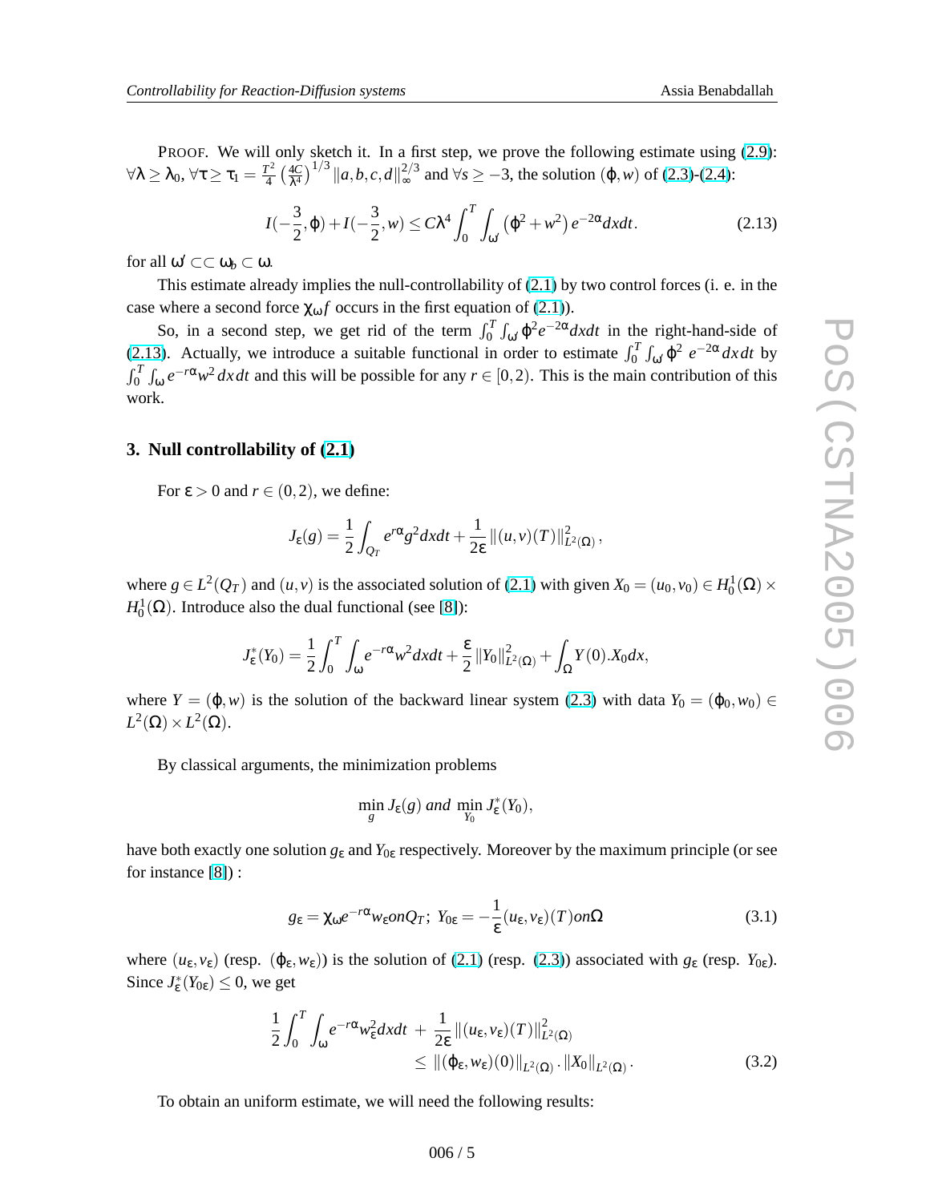PROOF. We will only sketch it. In a first step, we prove the following estimate using (2.9): $\forall \lambda \geq \lambda_0$, $\forall \tau \geq \tau_1 = \frac{T^2}{4}\left(\frac{4C}{\lambda^4}\right)^{1/3} \|a,b,c,d\|_\infty^{2/3}$ and $\forall s \geq -3$, the solution $(\varphi, w)$ of (2.3)-(2.4):

$$I(-\frac{3}{2},\varphi) + I(-\frac{3}{2},w) \leq C\lambda^4 \int_0^T \int_{\omega'} \left(\varphi^2 + w^2\right) e^{-2\alpha} dxdt. \tag{2.13}$$

for all $\omega' \subset\subset \omega_b \subset \omega$.

This estimate already implies the null-controllability of (2.1) by two control forces (i. e. in the case where a second force $\chi_\omega f$ occurs in the first equation of (2.1)).

So, in a second step, we get rid of the term $\int_0^T \int_{\omega'} \varphi^2 e^{-2\alpha} dxdt$ in the right-hand-side of (2.13). Actually, we introduce a suitable functional in order to estimate $\int_0^T \int_{\omega'} \varphi^2 \, e^{-2\alpha} \, dx\,dt$ by $\int_0^T \int_\omega e^{-r\alpha} w^2 \, dx\,dt$ and this will be possible for any $r \in [0,2)$. This is the main contribution of this work.

## 3. Null controllability of (2.1)

For $\varepsilon > 0$ and $r \in (0,2)$, we define:

$$J_\varepsilon(g) = \frac{1}{2}\int_{Q_T} e^{r\alpha} g^2 dxdt + \frac{1}{2\varepsilon}\|(u,v)(T)\|^2_{L^2(\Omega)},$$

where $g \in L^2(Q_T)$ and $(u,v)$ is the associated solution of (2.1) with given $X_0 = (u_0, v_0) \in H_0^1(\Omega) \times H_0^1(\Omega)$. Introduce also the dual functional (see [8]):

$$J^*_\varepsilon(Y_0) = \frac{1}{2}\int_0^T \int_\omega e^{-r\alpha} w^2 dxdt + \frac{\varepsilon}{2}\|Y_0\|^2_{L^2(\Omega)} + \int_\Omega Y(0).X_0 dx,$$

where $Y = (\varphi, w)$ is the solution of the backward linear system (2.3) with data $Y_0 = (\varphi_0, w_0) \in L^2(\Omega) \times L^2(\Omega)$.

By classical arguments, the minimization problems

$$\min_g J_\varepsilon(g) \text{ and } \min_{Y_0} J^*_\varepsilon(Y_0),$$

have both exactly one solution $g_\varepsilon$ and $Y_{0\varepsilon}$ respectively. Moreover by the maximum principle (or see for instance [8]) :

$$g_\varepsilon = \chi_\omega e^{-r\alpha} w_\varepsilon on Q_T; \; Y_{0\varepsilon} = -\frac{1}{\varepsilon}(u_\varepsilon, v_\varepsilon)(T) on \Omega \tag{3.1}$$

where $(u_\varepsilon, v_\varepsilon)$ (resp. $(\varphi_\varepsilon, w_\varepsilon)$) is the solution of (2.1) (resp. (2.3)) associated with $g_\varepsilon$ (resp. $Y_{0\varepsilon}$). Since $J^*_\varepsilon(Y_{0\varepsilon}) \leq 0$, we get

$$\frac{1}{2}\int_0^T \int_\omega e^{-r\alpha} w_\varepsilon^2 dxdt \; + \; \frac{1}{2\varepsilon}\|(u_\varepsilon, v_\varepsilon)(T)\|^2_{L^2(\Omega)} \leq \|(\varphi_\varepsilon, w_\varepsilon)(0)\|_{L^2(\Omega)} . \|X_0\|_{L^2(\Omega)}. \tag{3.2}$$

To obtain an uniform estimate, we will need the following results: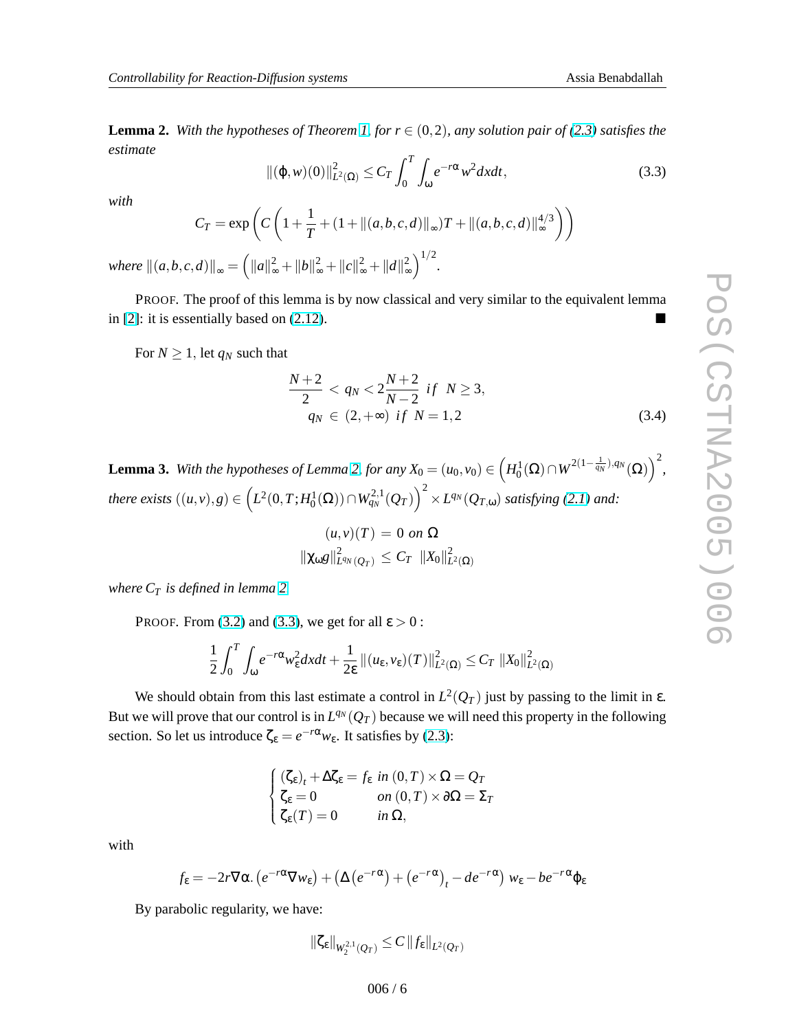**Lemma 2.** *With the hypotheses of Theorem 1, for $r \in (0,2)$, any solution pair of (2.3) satisfies the estimate*

$$\|(\varphi, w)(0)\|^2_{L^2(\Omega)} \leq C_T \int_0^T \int_\omega e^{-r\alpha} w^2 dxdt, \tag{3.3}$$

*with*

$$C_T = \exp\left(C\left(1 + \frac{1}{T} + (1 + \|(a,b,c,d)\|_\infty)T + \|(a,b,c,d)\|_\infty^{4/3}\right)\right)$$

*where* $\|(a,b,c,d)\|_\infty = \left(\|a\|^2_\infty + \|b\|^2_\infty + \|c\|^2_\infty + \|d\|^2_\infty\right)^{1/2}$.

PROOF. The proof of this lemma is by now classical and very similar to the equivalent lemma in [2]: it is essentially based on (2.12). ■

For $N \geq 1$, let $q_N$ such that

$$\begin{aligned} \frac{N+2}{2} &< q_N < 2\frac{N+2}{N-2} \;\; if \;\; N \geq 3, \\ q_N &\in (2, +\infty) \;\; if \;\; N = 1,2 \end{aligned} \tag{3.4}$$

**Lemma 3.** *With the hypotheses of Lemma 2, for any $X_0 = (u_0, v_0) \in \left(H^1_0(\Omega) \cap W^{2(1-\frac{1}{q_N}),q_N}(\Omega)\right)^2$, there exists $((u,v),g) \in \left(L^2(0,T;H^1_0(\Omega)) \cap W^{2,1}_{q_N}(Q_T)\right)^2 \times L^{q_N}(Q_{T,\omega})$ satisfying (2.1) and:*

$$\begin{aligned} (u,v)(T) &= 0 \text{ on } \Omega \\ \|\chi_\omega g\|^2_{L^{q_N}(Q_T)} &\leq C_T \; \|X_0\|^2_{L^2(\Omega)} \end{aligned}$$

*where $C_T$ is defined in lemma 2.*

PROOF. From (3.2) and (3.3), we get for all $\varepsilon > 0$ :

$$\frac{1}{2}\int_0^T \int_\omega e^{-r\alpha} w_\varepsilon^2 dxdt + \frac{1}{2\varepsilon}\|(u_\varepsilon, v_\varepsilon)(T)\|^2_{L^2(\Omega)} \leq C_T \; \|X_0\|^2_{L^2(\Omega)}$$

We should obtain from this last estimate a control in $L^2(Q_T)$ just by passing to the limit in $\varepsilon$. But we will prove that our control is in $L^{q_N}(Q_T)$ because we will need this property in the following section. So let us introduce $\zeta_\varepsilon = e^{-r\alpha} w_\varepsilon$. It satisfies by (2.3):

$$\begin{cases} (\zeta_\varepsilon)_t + \Delta \zeta_\varepsilon = f_\varepsilon & in \; (0,T) \times \Omega = Q_T \\ \zeta_\varepsilon = 0 & on \; (0,T) \times \partial\Omega = \Sigma_T \\ \zeta_\varepsilon(T) = 0 & in \; \Omega, \end{cases}$$

with

$$f_\varepsilon = -2r\nabla\alpha . \left(e^{-r\alpha}\nabla w_\varepsilon\right) + \left(\Delta\left(e^{-r\alpha}\right) + \left(e^{-r\alpha}\right)_t - de^{-r\alpha}\right) w_\varepsilon - be^{-r\alpha}\varphi_\varepsilon$$

By parabolic regularity, we have:

$$\|\zeta_\varepsilon\|_{W^{2,1}_2(Q_T)} \leq C\|f_\varepsilon\|_{L^2(Q_T)}$$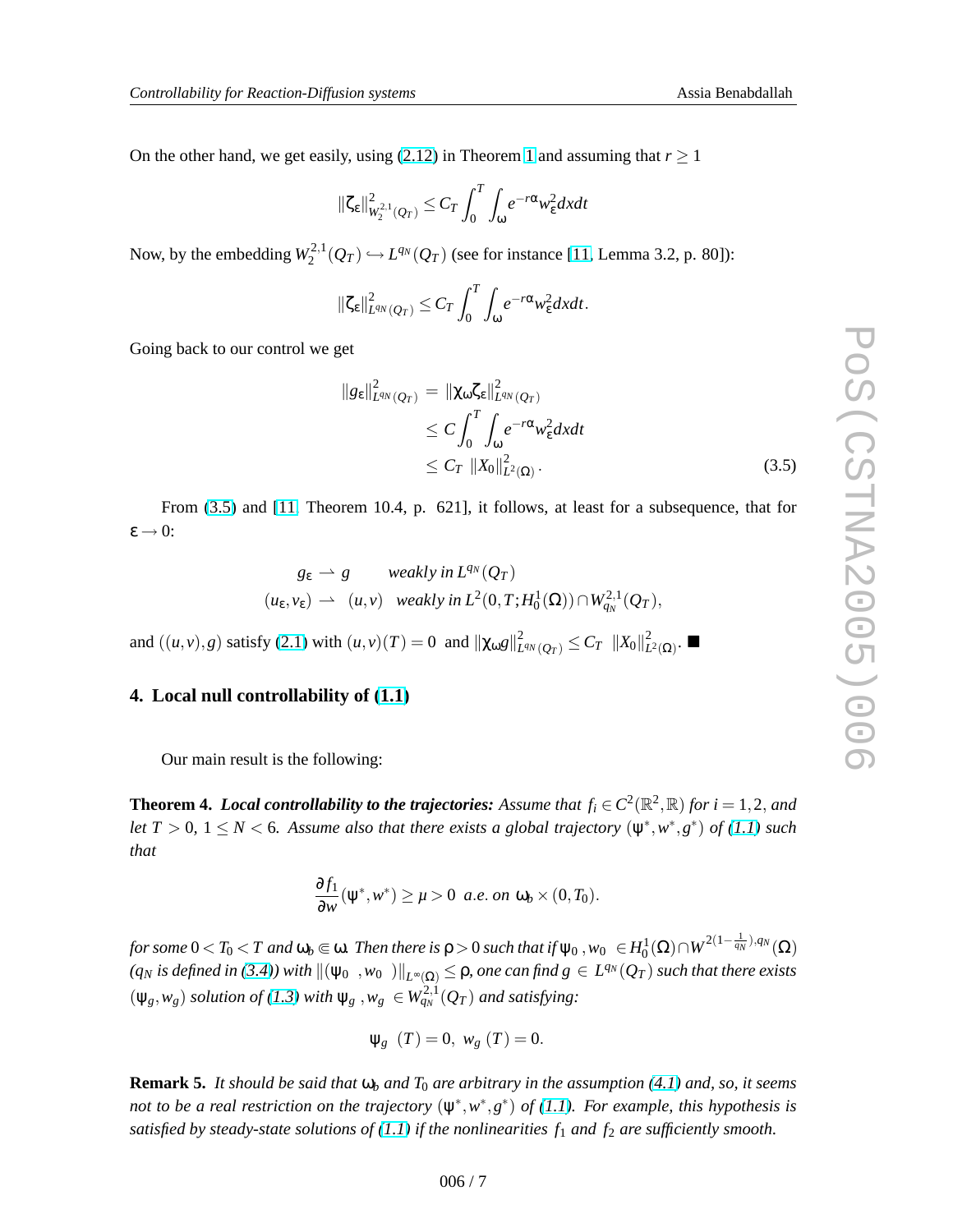On the other hand, we get easily, using (2.12) in Theorem 1 and assuming that $r \geq 1$

$$\|\zeta_\varepsilon\|^2_{W_2^{2,1}(Q_T)} \leq C_T \int_0^T \int_\omega e^{-r\alpha} w_\varepsilon^2 dx dt$$

Now, by the embedding $W_2^{2,1}(Q_T) \hookrightarrow L^{q_N}(Q_T)$ (see for instance [11, Lemma 3.2, p. 80]):

$$\|\zeta_\varepsilon\|^2_{L^{q_N}(Q_T)} \leq C_T \int_0^T \int_\omega e^{-r\alpha} w_\varepsilon^2 dx dt.$$

Going back to our control we get

$$\begin{aligned}
\|g_\varepsilon\|^2_{L^{q_N}(Q_T)} &= \|\chi_\omega \zeta_\varepsilon\|^2_{L^{q_N}(Q_T)} \\
&\leq C \int_0^T \int_\omega e^{-r\alpha} w_\varepsilon^2 dx dt \\
&\leq C_T \ \|X_0\|^2_{L^2(\Omega)}. \qquad (3.5)
\end{aligned}$$

From (3.5) and [11, Theorem 10.4, p. 621], it follows, at least for a subsequence, that for $\varepsilon \to 0$:

$$\begin{aligned}
g_\varepsilon &\rightharpoonup g \qquad \textit{weakly in } L^{q_N}(Q_T) \\
(u_\varepsilon, v_\varepsilon) &\rightharpoonup (u,v) \quad \textit{weakly in } L^2(0,T;H_0^1(\Omega)) \cap W_{q_N}^{2,1}(Q_T),
\end{aligned}$$

and $((u,v),g)$ satisfy (2.1) with $(u,v)(T) = 0$ and $\|\chi_\omega g\|^2_{L^{q_N}(Q_T)} \leq C_T \ \|X_0\|^2_{L^2(\Omega)}$. ■

## 4. Local null controllability of (1.1)

Our main result is the following:

**Theorem 4.** ***Local controllability to the trajectories:*** *Assume that $f_i \in C^2(\mathbb{R}^2, \mathbb{R})$ for $i = 1,2$, and let $T > 0$, $1 \leq N < 6$. Assume also that there exists a global trajectory $(\psi^*, w^*, g^*)$ of (1.1) such that*

$$\frac{\partial f_1}{\partial w}(\psi^*, w^*) \geq \mu > 0 \ \ \textit{a.e. on } \omega_b \times (0, T_0).$$

*for some $0 < T_0 < T$ and $\omega_b \Subset \omega$. Then there is $\rho > 0$ such that if $\psi_0, w_0 \in H_0^1(\Omega) \cap W^{2(1-\frac{1}{q_N}),q_N}(\Omega)$ ($q_N$ is defined in (3.4)) with $\|(\psi_0, w_0)\|_{L^\infty(\Omega)} \leq \rho$, one can find $g \in L^{q_N}(Q_T)$ such that there exists $(\psi_g, w_g)$ solution of (1.3) with $\psi_g, w_g \in W_{q_N}^{2,1}(Q_T)$ and satisfying:*

$$\psi_g(T) = 0, \ \ w_g(T) = 0.$$

**Remark 5.** *It should be said that $\omega_b$ and $T_0$ are arbitrary in the assumption (4.1) and, so, it seems not to be a real restriction on the trajectory $(\psi^*, w^*, g^*)$ of (1.1). For example, this hypothesis is satisfied by steady-state solutions of (1.1) if the nonlinearities $f_1$ and $f_2$ are sufficiently smooth.*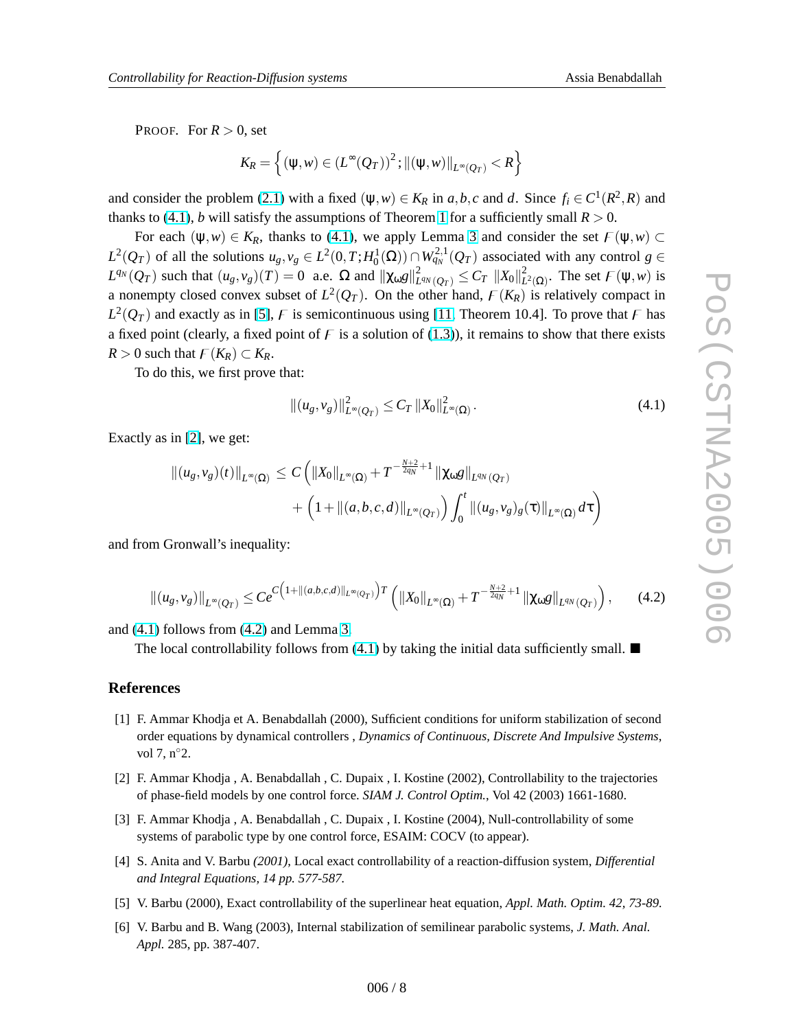PROOF. For $R > 0$, set

$$K_R = \left\{ (\psi, w) \in (L^\infty(Q_T))^2 ; \|(\psi, w)\|_{L^\infty(Q_T)} < R \right\}$$

and consider the problem (2.1) with a fixed $(\psi, w) \in K_R$ in $a, b, c$ and $d$. Since $f_i \in C^1(R^2, R)$ and thanks to (4.1), $b$ will satisfy the assumptions of Theorem 1 for a sufficiently small $R > 0$.

For each $(\psi, w) \in K_R$, thanks to (4.1), we apply Lemma 3 and consider the set $\mathcal{F}(\psi, w) \subset L^2(Q_T)$ of all the solutions $u_g, v_g \in L^2(0, T; H_0^1(\Omega)) \cap W_{q_N}^{2,1}(Q_T)$ associated with any control $g \in L^{q_N}(Q_T)$ such that $(u_g, v_g)(T) = 0$ a.e. $\Omega$ and $\|\chi_\omega g\|^2_{L^{q_N}(Q_T)} \leq C_T \|X_0\|^2_{L^2(\Omega)}$. The set $\mathcal{F}(\psi, w)$ is a nonempty closed convex subset of $L^2(Q_T)$. On the other hand, $\mathcal{F}(K_R)$ is relatively compact in $L^2(Q_T)$ and exactly as in [5], $\mathcal{F}$ is semicontinuous using [11, Theorem 10.4]. To prove that $\mathcal{F}$ has a fixed point (clearly, a fixed point of $\mathcal{F}$ is a solution of (1.3)), it remains to show that there exists $R > 0$ such that $\mathcal{F}(K_R) \subset K_R$.

To do this, we first prove that:

$$\|(u_g, v_g)\|^2_{L^\infty(Q_T)} \leq C_T \|X_0\|^2_{L^\infty(\Omega)}. \tag{4.1}$$

Exactly as in [2], we get:

$$\begin{aligned}
\|(u_g, v_g)(t)\|_{L^\infty(\Omega)} \leq C \Big( & \|X_0\|_{L^\infty(\Omega)} + T^{-\frac{N+2}{2q_N}+1} \|\chi_\omega g\|_{L^{q_N}(Q_T)} \\
& + \left(1 + \|(a,b,c,d)\|_{L^\infty(Q_T)}\right) \int_0^t \|(u_g, v_g)_g(\tau)\|_{L^\infty(\Omega)} d\tau \Big)
\end{aligned}$$

and from Gronwall's inequality:

$$\|(u_g, v_g)\|_{L^\infty(Q_T)} \leq C e^{C\left(1 + \|(a,b,c,d)\|_{L^\infty(Q_T)}\right)T} \left( \|X_0\|_{L^\infty(\Omega)} + T^{-\frac{N+2}{2q_N}+1} \|\chi_\omega g\|_{L^{q_N}(Q_T)} \right), \tag{4.2}$$

and (4.1) follows from (4.2) and Lemma 3.

The local controllability follows from (4.1) by taking the initial data sufficiently small. ■

## References

[1] F. Ammar Khodja et A. Benabdallah (2000), Sufficient conditions for uniform stabilization of second order equations by dynamical controllers , *Dynamics of Continuous, Discrete And Impulsive Systems*, vol 7, n°2.

[2] F. Ammar Khodja , A. Benabdallah , C. Dupaix , I. Kostine (2002), Controllability to the trajectories of phase-field models by one control force. *SIAM J. Control Optim.*, Vol 42 (2003) 1661-1680.

[3] F. Ammar Khodja , A. Benabdallah , C. Dupaix , I. Kostine (2004), Null-controllability of some systems of parabolic type by one control force, ESAIM: COCV (to appear).

[4] S. Anita and V. Barbu *(2001)*, Local exact controllability of a reaction-diffusion system, *Differential and Integral Equations, 14 pp. 577-587.*

[5] V. Barbu (2000), Exact controllability of the superlinear heat equation, *Appl. Math. Optim. 42, 73-89.*

[6] V. Barbu and B. Wang (2003), Internal stabilization of semilinear parabolic systems, *J. Math. Anal. Appl.* 285, pp. 387-407.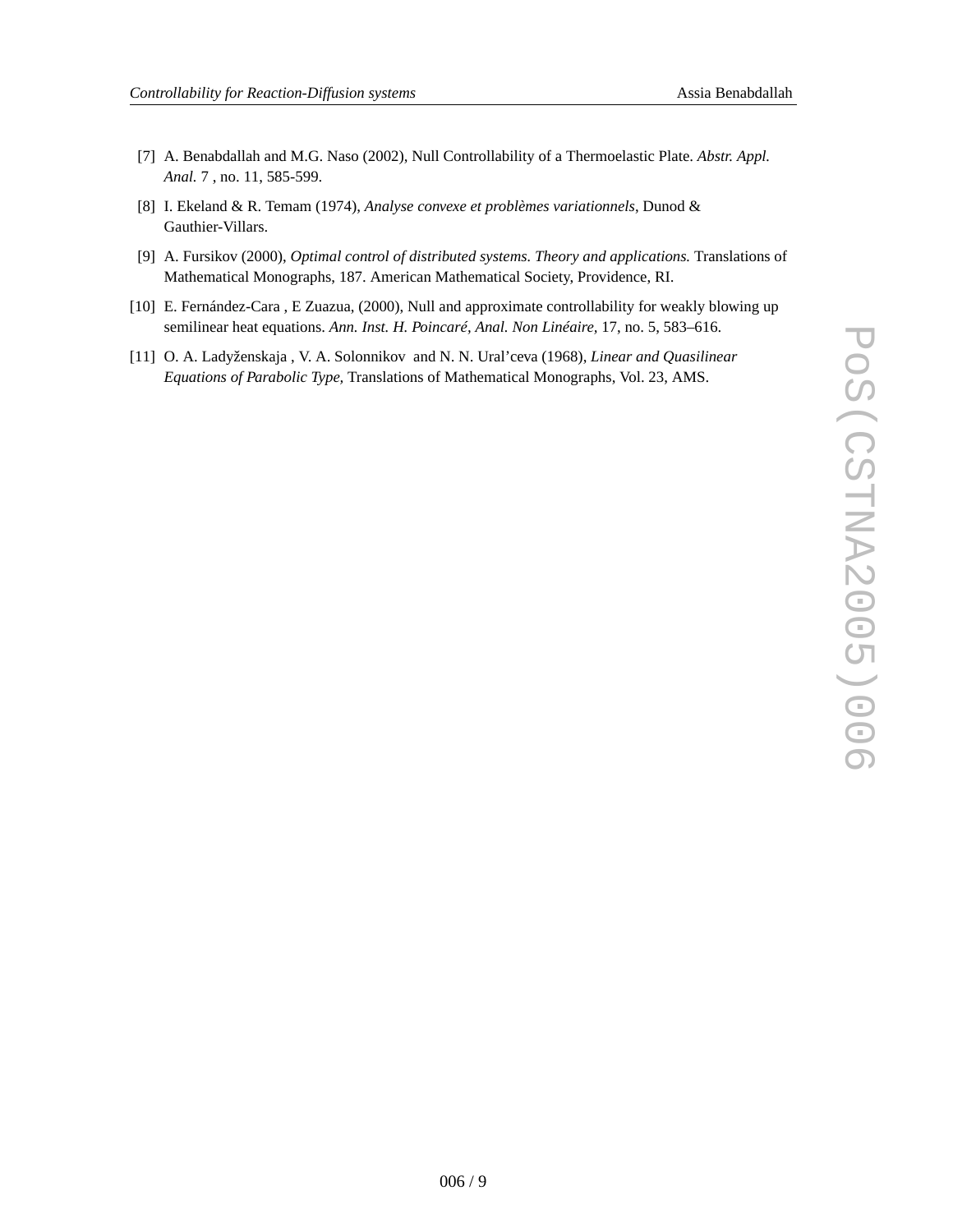[7] A. Benabdallah and M.G. Naso (2002), Null Controllability of a Thermoelastic Plate. *Abstr. Appl. Anal.* 7 , no. 11, 585-599.

[8] I. Ekeland & R. Temam (1974), *Analyse convexe et problèmes variationnels*, Dunod & Gauthier-Villars.

[9] A. Fursikov (2000), *Optimal control of distributed systems. Theory and applications.* Translations of Mathematical Monographs, 187. American Mathematical Society, Providence, RI.

[10] E. Fernández-Cara , E Zuazua, (2000), Null and approximate controllability for weakly blowing up semilinear heat equations. *Ann. Inst. H. Poincaré, Anal. Non Linéaire,* 17, no. 5, 583–616.

[11] O. A. Ladyženskaja , V. A. Solonnikov and N. N. Ural'ceva (1968), *Linear and Quasilinear Equations of Parabolic Type,* Translations of Mathematical Monographs, Vol. 23, AMS.